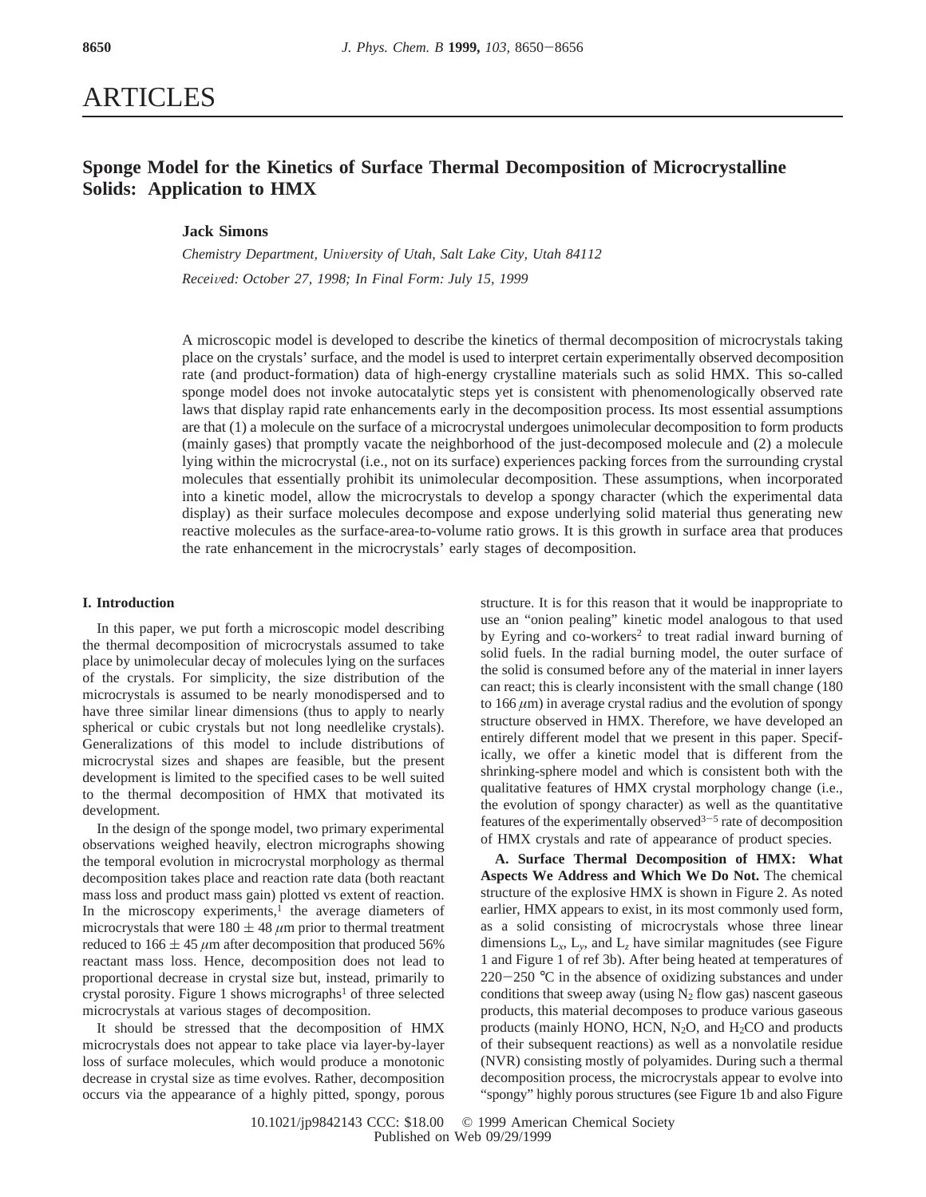# ARTICLES

## Sponge Model for the Kinetics of Surface Thermal Decomposition of Microcrystalline Solids: Application to HMX

**Jack Simons**

*Chemistry Department, University of Utah, Salt Lake City, Utah 84112*

*Received: October 27, 1998; In Final Form: July 15, 1999*

A microscopic model is developed to describe the kinetics of thermal decomposition of microcrystals taking place on the crystals' surface, and the model is used to interpret certain experimentally observed decomposition rate (and product-formation) data of high-energy crystalline materials such as solid HMX. This so-called sponge model does not invoke autocatalytic steps yet is consistent with phenomenologically observed rate laws that display rapid rate enhancements early in the decomposition process. Its most essential assumptions are that (1) a molecule on the surface of a microcrystal undergoes unimolecular decomposition to form products (mainly gases) that promptly vacate the neighborhood of the just-decomposed molecule and (2) a molecule lying within the microcrystal (i.e., not on its surface) experiences packing forces from the surrounding crystal molecules that essentially prohibit its unimolecular decomposition. These assumptions, when incorporated into a kinetic model, allow the microcrystals to develop a spongy character (which the experimental data display) as their surface molecules decompose and expose underlying solid material thus generating new reactive molecules as the surface-area-to-volume ratio grows. It is this growth in surface area that produces the rate enhancement in the microcrystals' early stages of decomposition.

### I. Introduction

In this paper, we put forth a microscopic model describing the thermal decomposition of microcrystals assumed to take place by unimolecular decay of molecules lying on the surfaces of the crystals. For simplicity, the size distribution of the microcrystals is assumed to be nearly monodispersed and to have three similar linear dimensions (thus to apply to nearly spherical or cubic crystals but not long needlelike crystals). Generalizations of this model to include distributions of microcrystal sizes and shapes are feasible, but the present development is limited to the specified cases to be well suited to the thermal decomposition of HMX that motivated its development.

In the design of the sponge model, two primary experimental observations weighed heavily, electron micrographs showing the temporal evolution in microcrystal morphology as thermal decomposition takes place and reaction rate data (both reactant mass loss and product mass gain) plotted vs extent of reaction. In the microscopy experiments,[1] the average diameters of microcrystals that were $180 \pm 48$ $\mu$m prior to thermal treatment reduced to $166 \pm 45$ $\mu$m after decomposition that produced 56% reactant mass loss. Hence, decomposition does not lead to proportional decrease in crystal size but, instead, primarily to crystal porosity. Figure 1 shows micrographs[1] of three selected microcrystals at various stages of decomposition.

It should be stressed that the decomposition of HMX microcrystals does not appear to take place via layer-by-layer loss of surface molecules, which would produce a monotonic decrease in crystal size as time evolves. Rather, decomposition occurs via the appearance of a highly pitted, spongy, porous structure. It is for this reason that it would be inappropriate to use an "onion pealing" kinetic model analogous to that used by Eyring and co-workers[2] to treat radial inward burning of solid fuels. In the radial burning model, the outer surface of the solid is consumed before any of the material in inner layers can react; this is clearly inconsistent with the small change (180 to 166 $\mu$m) in average crystal radius and the evolution of spongy structure observed in HMX. Therefore, we have developed an entirely different model that we present in this paper. Specifically, we offer a kinetic model that is different from the shrinking-sphere model and which is consistent both with the qualitative features of HMX crystal morphology change (i.e., the evolution of spongy character) as well as the quantitative features of the experimentally observed[3-5] rate of decomposition of HMX crystals and rate of appearance of product species.

**A. Surface Thermal Decomposition of HMX: What Aspects We Address and Which We Do Not.** The chemical structure of the explosive HMX is shown in Figure 2. As noted earlier, HMX appears to exist, in its most commonly used form, as a solid consisting of microcrystals whose three linear dimensions $L_x$, $L_y$, and $L_z$ have similar magnitudes (see Figure 1 and Figure 1 of ref 3b). After being heated at temperatures of 220−250 °C in the absence of oxidizing substances and under conditions that sweep away (using $N_2$ flow gas) nascent gaseous products, this material decomposes to produce various gaseous products (mainly HONO, HCN, $N_2O$, and $H_2CO$ and products of their subsequent reactions) as well as a nonvolatile residue (NVR) consisting mostly of polyamides. During such a thermal decomposition process, the microcrystals appear to evolve into "spongy" highly porous structures (see Figure 1b and also Figure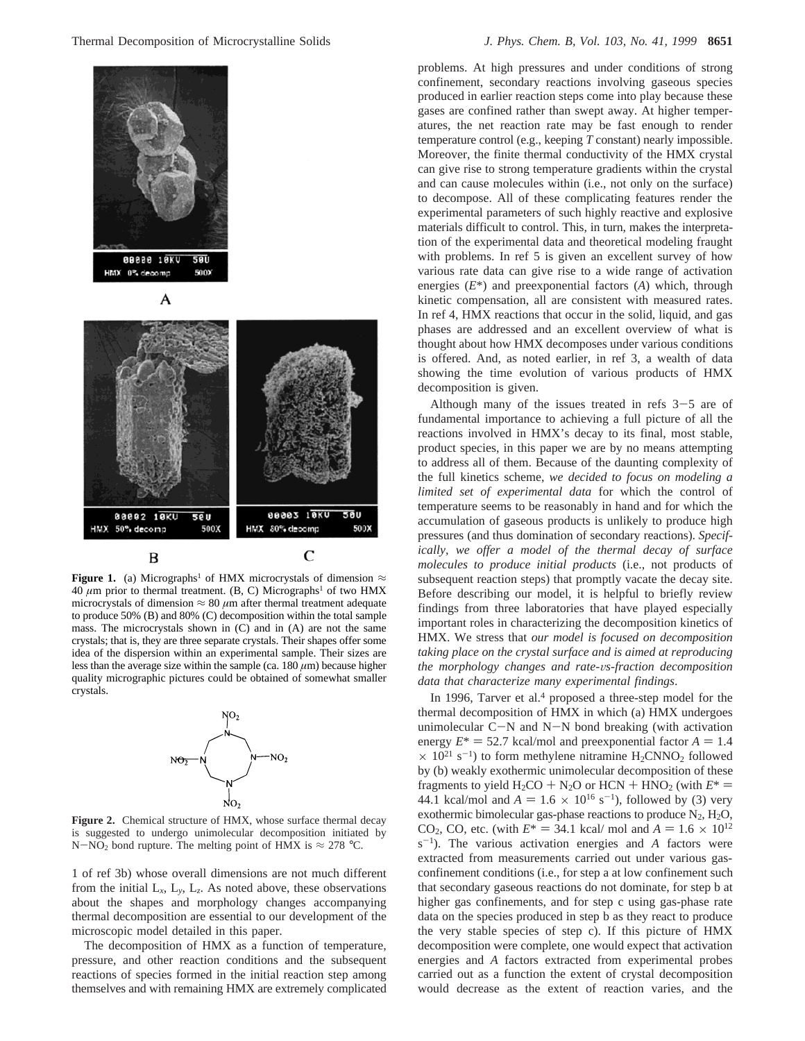**Figure 1.** (a) Micrographs[1] of HMX microcrystals of dimension ≈ 40 μm prior to thermal treatment. (B, C) Micrographs[1] of two HMX microcrystals of dimension ≈ 80 μm after thermal treatment adequate to produce 50% (B) and 80% (C) decomposition within the total sample mass. The microcrystals shown in (C) and in (A) are not the same crystals; that is, they are three separate crystals. Their shapes offer some idea of the dispersion within an experimental sample. Their sizes are less than the average size within the sample (ca. 180 μm) because higher quality micrographic pictures could be obtained of somewhat smaller crystals.

**Figure 2.** Chemical structure of HMX, whose surface thermal decay is suggested to undergo unimolecular decomposition initiated by $N-NO_2$ bond rupture. The melting point of HMX is ≈ 278 °C.

1 of ref 3b) whose overall dimensions are not much different from the initial $L_x$, $L_y$, $L_z$. As noted above, these observations about the shapes and morphology changes accompanying thermal decomposition are essential to our development of the microscopic model detailed in this paper.

The decomposition of HMX as a function of temperature, pressure, and other reaction conditions and the subsequent reactions of species formed in the initial reaction step among themselves and with remaining HMX are extremely complicated problems. At high pressures and under conditions of strong confinement, secondary reactions involving gaseous species produced in earlier reaction steps come into play because these gases are confined rather than swept away. At higher temperatures, the net reaction rate may be fast enough to render temperature control (e.g., keeping $T$ constant) nearly impossible. Moreover, the finite thermal conductivity of the HMX crystal can give rise to strong temperature gradients within the crystal and can cause molecules within (i.e., not only on the surface) to decompose. All of these complicating features render the experimental parameters of such highly reactive and explosive materials difficult to control. This, in turn, makes the interpretation of the experimental data and theoretical modeling fraught with problems. In ref 5 is given an excellent survey of how various rate data can give rise to a wide range of activation energies ($E^*$) and preexponential factors ($A$) which, through kinetic compensation, all are consistent with measured rates. In ref 4, HMX reactions that occur in the solid, liquid, and gas phases are addressed and an excellent overview of what is thought about how HMX decomposes under various conditions is offered. And, as noted earlier, in ref 3, a wealth of data showing the time evolution of various products of HMX decomposition is given.

Although many of the issues treated in refs 3–5 are of fundamental importance to achieving a full picture of all the reactions involved in HMX's decay to its final, most stable, product species, in this paper we are by no means attempting to address all of them. Because of the daunting complexity of the full kinetics scheme, *we decided to focus on modeling a limited set of experimental data* for which the control of temperature seems to be reasonably in hand and for which the accumulation of gaseous products is unlikely to produce high pressures (and thus domination of secondary reactions). *Specifically, we offer a model of the thermal decay of surface molecules to produce initial products* (i.e., not products of subsequent reaction steps) that promptly vacate the decay site. Before describing our model, it is helpful to briefly review findings from three laboratories that have played especially important roles in characterizing the decomposition kinetics of HMX. We stress that *our model is focused on decomposition taking place on the crystal surface and is aimed at reproducing the morphology changes and rate-vs-fraction decomposition data that characterize many experimental findings*.

In 1996, Tarver et al.[4] proposed a three-step model for the thermal decomposition of HMX in which (a) HMX undergoes unimolecular C−N and N−N bond breaking (with activation energy $E^* = 52.7$ kcal/mol and preexponential factor $A = 1.4 \times 10^{21}$ s$^{-1}$) to form methylene nitramine $H_2CNNO_2$ followed by (b) weakly exothermic unimolecular decomposition of these fragments to yield $H_2CO + N_2O$ or $HCN + HNO_2$ (with $E^* = 44.1$ kcal/mol and $A = 1.6 \times 10^{16}$ s$^{-1}$), followed by (3) very exothermic bimolecular gas-phase reactions to produce $N_2$, $H_2O$, $CO_2$, CO, etc. (with $E^* = 34.1$ kcal/ mol and $A = 1.6 \times 10^{12}$ s$^{-1}$). The various activation energies and $A$ factors were extracted from measurements carried out under various gas-confinement conditions (i.e., for step a at low confinement such that secondary gaseous reactions do not dominate, for step b at higher gas confinements, and for step c using gas-phase rate data on the species produced in step b as they react to produce the very stable species of step c). If this picture of HMX decomposition were complete, one would expect that activation energies and $A$ factors extracted from experimental probes carried out as a function the extent of crystal decomposition would decrease as the extent of reaction varies, and the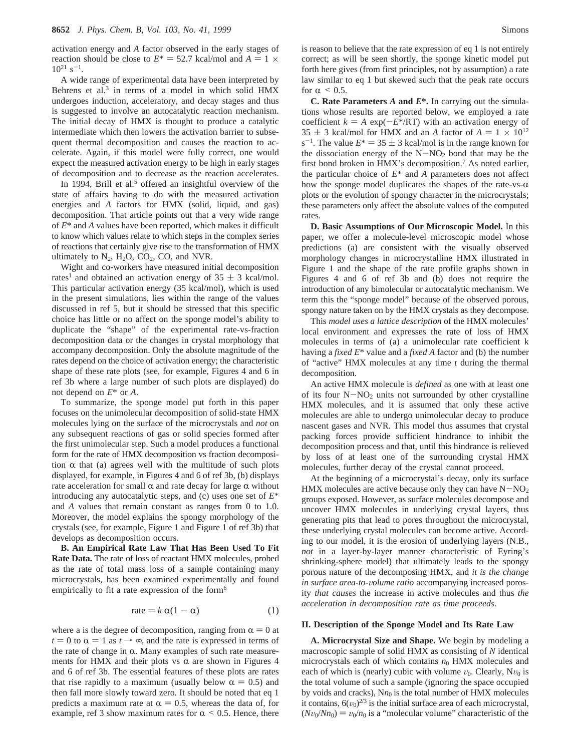activation energy and $A$ factor observed in the early stages of reaction should be close to $E^* = 52.7$ kcal/mol and $A = 1 \times 10^{21}$ s$^{-1}$.

A wide range of experimental data have been interpreted by Behrens et al.[3] in terms of a model in which solid HMX undergoes induction, acceleratory, and decay stages and thus is suggested to involve an autocatalytic reaction mechanism. The initial decay of HMX is thought to produce a catalytic intermediate which then lowers the activation barrier to subsequent thermal decomposition and causes the reaction to accelerate. Again, if this model were fully correct, one would expect the measured activation energy to be high in early stages of decomposition and to decrease as the reaction accelerates.

In 1994, Brill et al.[5] offered an insightful overview of the state of affairs having to do with the measured activation energies and $A$ factors for HMX (solid, liquid, and gas) decomposition. That article points out that a very wide range of $E^*$ and $A$ values have been reported, which makes it difficult to know which values relate to which steps in the complex series of reactions that certainly give rise to the transformation of HMX ultimately to $N_2$, $H_2O$, $CO_2$, CO, and NVR.

Wight and co-workers have measured initial decomposition rates[1] and obtained an activation energy of $35 \pm 3$ kcal/mol. This particular activation energy (35 kcal/mol), which is used in the present simulations, lies within the range of the values discussed in ref 5, but it should be stressed that this specific choice has little or no affect on the sponge model's ability to duplicate the "shape" of the experimental rate-vs-fraction decomposition data or the changes in crystal morphology that accompany decomposition. Only the absolute magnitude of the rates depend on the choice of activation energy; the characteristic shape of these rate plots (see, for example, Figures 4 and 6 in ref 3b where a large number of such plots are displayed) do not depend on $E^*$ or $A$.

To summarize, the sponge model put forth in this paper focuses on the unimolecular decomposition of solid-state HMX molecules lying on the surface of the microcrystals and *not* on any subsequent reactions of gas or solid species formed after the first unimolecular step. Such a model produces a functional form for the rate of HMX decomposition vs fraction decomposition $\alpha$ that (a) agrees well with the multitude of such plots displayed, for example, in Figures 4 and 6 of ref 3b, (b) displays rate acceleration for small $\alpha$ and rate decay for large $\alpha$ without introducing any autocatalytic steps, and (c) uses one set of $E^*$ and $A$ values that remain constant as ranges from 0 to 1.0. Moreover, the model explains the spongy morphology of the crystals (see, for example, Figure 1 and Figure 1 of ref 3b) that develops as decomposition occurs.

**B. An Empirical Rate Law That Has Been Used To Fit Rate Data.** The rate of loss of reactant HMX molecules, probed as the rate of total mass loss of a sample containing many microcrystals, has been examined experimentally and found empirically to fit a rate expression of the form[6]

$$\text{rate} = k\,\alpha(1 - \alpha) \tag{1}$$

where a is the degree of decomposition, ranging from $\alpha = 0$ at $t = 0$ to $\alpha = 1$ as $t \to \infty$, and the rate is expressed in terms of the rate of change in $\alpha$. Many examples of such rate measurements for HMX and their plots vs $\alpha$ are shown in Figures 4 and 6 of ref 3b. The essential features of these plots are rates that rise rapidly to a maximum (usually below $\alpha = 0.5$) and then fall more slowly toward zero. It should be noted that eq 1 predicts a maximum rate at $\alpha = 0.5$, whereas the data of, for example, ref 3 show maximum rates for $\alpha < 0.5$. Hence, there is reason to believe that the rate expression of eq 1 is not entirely correct; as will be seen shortly, the sponge kinetic model put forth here gives (from first principles, not by assumption) a rate law similar to eq 1 but skewed such that the peak rate occurs for $\alpha < 0.5$.

**C. Rate Parameters *A* and *E*\*.** In carrying out the simulations whose results are reported below, we employed a rate coefficient $k = A\exp(-E^*/RT)$ with an activation energy of $35 \pm 3$ kcal/mol for HMX and an $A$ factor of $A = 1 \times 10^{12}$ s$^{-1}$. The value $E^* = 35 \pm 3$ kcal/mol is in the range known for the dissociation energy of the $N-NO_2$ bond that may be the first bond broken in HMX's decomposition.[7] As noted earlier, the particular choice of $E^*$ and $A$ parameters does not affect how the sponge model duplicates the shapes of the rate-vs-$\alpha$ plots or the evolution of spongy character in the microcrystals; these parameters only affect the absolute values of the computed rates.

**D. Basic Assumptions of Our Microscopic Model.** In this paper, we offer a molecule-level microscopic model whose predictions (a) are consistent with the visually observed morphology changes in microcrystalline HMX illustrated in Figure 1 and the shape of the rate profile graphs shown in Figures 4 and 6 of ref 3b and (b) does not require the introduction of any bimolecular or autocatalytic mechanism. We term this the "sponge model" because of the observed porous, spongy nature taken on by the HMX crystals as they decompose.

This *model uses a lattice description* of the HMX molecules' local environment and expresses the rate of loss of HMX molecules in terms of (a) a unimolecular rate coefficient k having a *fixed* $E^*$ value and a *fixed A* factor and (b) the number of "active" HMX molecules at any time $t$ during the thermal decomposition.

An active HMX molecule is *defined* as one with at least one of its four $N-NO_2$ units not surrounded by other crystalline HMX molecules, and it is assumed that only these active molecules are able to undergo unimolecular decay to produce nascent gases and NVR. This model thus assumes that crystal packing forces provide sufficient hindrance to inhibit the decomposition process and that, until this hindrance is relieved by loss of at least one of the surrounding crystal HMX molecules, further decay of the crystal cannot proceed.

At the beginning of a microcrystal's decay, only its surface HMX molecules are active because only they can have $N-NO_2$ groups exposed. However, as surface molecules decompose and uncover HMX molecules in underlying crystal layers, thus generating pits that lead to pores throughout the microcrystal, these underlying crystal molecules can become active. According to our model, it is the erosion of underlying layers (N.B., *not* in a layer-by-layer manner characteristic of Eyring's shrinking-sphere model) that ultimately leads to the spongy porous nature of the decomposing HMX, and *it is the change in surface area-to-volume ratio* accompanying increased porosity *that causes* the increase in active molecules and thus *the acceleration in decomposition rate as time proceeds*.

## II. Description of the Sponge Model and Its Rate Law

**A. Microcrystal Size and Shape.** We begin by modeling a macroscopic sample of solid HMX as consisting of $N$ identical microcrystals each of which contains $n_0$ HMX molecules and each of which is (nearly) cubic with volume $v_0$. Clearly, $Nv_0$ is the total volume of such a sample (ignoring the space occupied by voids and cracks), $Nn_0$ is the total number of HMX molecules it contains, $6(v_0)^{2/3}$ is the initial surface area of each microcrystal, $(Nv_0/Nn_0) = v_0/n_0$ is a "molecular volume" characteristic of the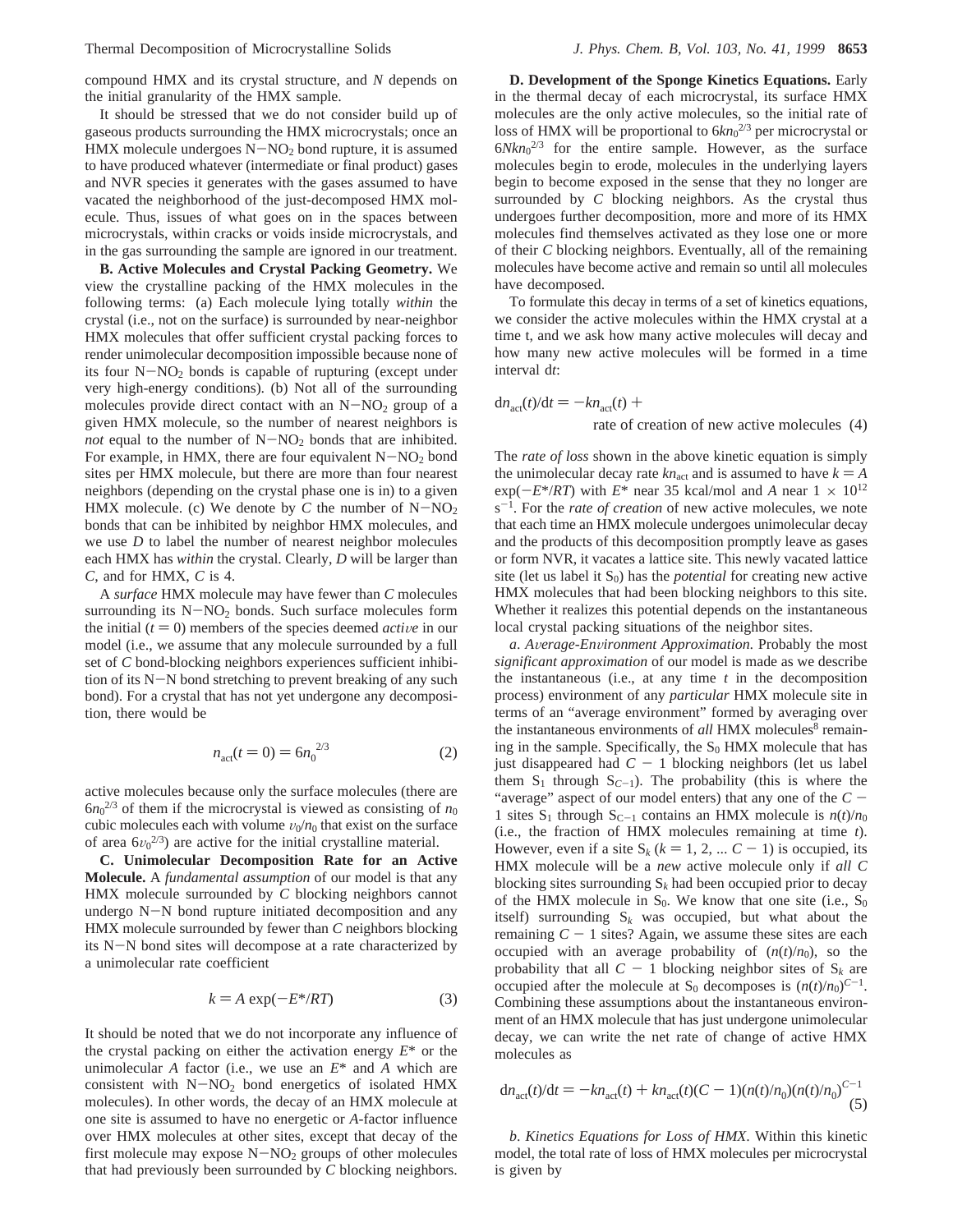compound HMX and its crystal structure, and $N$ depends on the initial granularity of the HMX sample.

It should be stressed that we do not consider build up of gaseous products surrounding the HMX microcrystals; once an HMX molecule undergoes $N{-}NO_2$ bond rupture, it is assumed to have produced whatever (intermediate or final product) gases and NVR species it generates with the gases assumed to have vacated the neighborhood of the just-decomposed HMX molecule. Thus, issues of what goes on in the spaces between microcrystals, within cracks or voids inside microcrystals, and in the gas surrounding the sample are ignored in our treatment.

**B. Active Molecules and Crystal Packing Geometry.** We view the crystalline packing of the HMX molecules in the following terms: (a) Each molecule lying totally *within* the crystal (i.e., not on the surface) is surrounded by near-neighbor HMX molecules that offer sufficient crystal packing forces to render unimolecular decomposition impossible because none of its four $N{-}NO_2$ bonds is capable of rupturing (except under very high-energy conditions). (b) Not all of the surrounding molecules provide direct contact with an $N{-}NO_2$ group of a given HMX molecule, so the number of nearest neighbors is *not* equal to the number of $N{-}NO_2$ bonds that are inhibited. For example, in HMX, there are four equivalent $N{-}NO_2$ bond sites per HMX molecule, but there are more than four nearest neighbors (depending on the crystal phase one is in) to a given HMX molecule. (c) We denote by $C$ the number of $N{-}NO_2$ bonds that can be inhibited by neighbor HMX molecules, and we use $D$ to label the number of nearest neighbor molecules each HMX has *within* the crystal. Clearly, $D$ will be larger than $C$, and for HMX, $C$ is 4.

A *surface* HMX molecule may have fewer than $C$ molecules surrounding its $N{-}NO_2$ bonds. Such surface molecules form the initial ($t = 0$) members of the species deemed *active* in our model (i.e., we assume that any molecule surrounded by a full set of $C$ bond-blocking neighbors experiences sufficient inhibition of its N−N bond stretching to prevent breaking of any such bond). For a crystal that has not yet undergone any decomposition, there would be

$$n_{act}(t = 0) = 6n_0^{2/3} \tag{2}$$

active molecules because only the surface molecules (there are $6n_0^{2/3}$ of them if the microcrystal is viewed as consisting of $n_0$ cubic molecules each with volume $v_0/n_0$ that exist on the surface of area $6v_0^{2/3}$) are active for the initial crystalline material.

**C. Unimolecular Decomposition Rate for an Active Molecule.** A *fundamental assumption* of our model is that any HMX molecule surrounded by $C$ blocking neighbors cannot undergo N−N bond rupture initiated decomposition and any HMX molecule surrounded by fewer than $C$ neighbors blocking its N−N bond sites will decompose at a rate characterized by a unimolecular rate coefficient

$$k = A \exp(-E^*/RT) \tag{3}$$

It should be noted that we do not incorporate any influence of the crystal packing on either the activation energy $E^*$ or the unimolecular $A$ factor (i.e., we use an $E^*$ and $A$ which are consistent with $N{-}NO_2$ bond energetics of isolated HMX molecules). In other words, the decay of an HMX molecule at one site is assumed to have no energetic or $A$-factor influence over HMX molecules at other sites, except that decay of the first molecule may expose $N{-}NO_2$ groups of other molecules that had previously been surrounded by $C$ blocking neighbors.

**D. Development of the Sponge Kinetics Equations.** Early in the thermal decay of each microcrystal, its surface HMX molecules are the only active molecules, so the initial rate of loss of HMX will be proportional to $6kn_0^{2/3}$ per microcrystal or $6Nkn_0^{2/3}$ for the entire sample. However, as the surface molecules begin to erode, molecules in the underlying layers begin to become exposed in the sense that they no longer are surrounded by $C$ blocking neighbors. As the crystal thus undergoes further decomposition, more and more of its HMX molecules find themselves activated as they lose one or more of their $C$ blocking neighbors. Eventually, all of the remaining molecules have become active and remain so until all molecules have decomposed.

To formulate this decay in terms of a set of kinetics equations, we consider the active molecules within the HMX crystal at a time t, and we ask how many active molecules will decay and how many new active molecules will be formed in a time interval d$t$:

$$dn_{act}(t)/dt = -kn_{act}(t) + \text{rate of creation of new active molecules} \tag{4}$$

The *rate of loss* shown in the above kinetic equation is simply the unimolecular decay rate $kn_{act}$ and is assumed to have $k = A\exp(-E^*/RT)$ with $E^*$ near 35 kcal/mol and $A$ near $1 \times 10^{12}$ s$^{-1}$. For the *rate of creation* of new active molecules, we note that each time an HMX molecule undergoes unimolecular decay and the products of this decomposition promptly leave as gases or form NVR, it vacates a lattice site. This newly vacated lattice site (let us label it $S_0$) has the *potential* for creating new active HMX molecules that had been blocking neighbors to this site. Whether it realizes this potential depends on the instantaneous local crystal packing situations of the neighbor sites.

*a. Average-Environment Approximation.* Probably the most *significant approximation* of our model is made as we describe the instantaneous (i.e., at any time $t$ in the decomposition process) environment of any *particular* HMX molecule site in terms of an "average environment" formed by averaging over the instantaneous environments of *all* HMX molecules[8] remaining in the sample. Specifically, the $S_0$ HMX molecule that has just disappeared had $C - 1$ blocking neighbors (let us label them $S_1$ through $S_{C-1}$). The probability (this is where the "average" aspect of our model enters) that any one of the $C - 1$ sites $S_1$ through $S_{C-1}$ contains an HMX molecule is $n(t)/n_0$ (i.e., the fraction of HMX molecules remaining at time $t$). However, even if a site $S_k$ ($k = 1, 2, ... C - 1$) is occupied, its HMX molecule will be a *new* active molecule only if *all* $C$ blocking sites surrounding $S_k$ had been occupied prior to decay of the HMX molecule in $S_0$. We know that one site (i.e., $S_0$ itself) surrounding $S_k$ was occupied, but what about the remaining $C - 1$ sites? Again, we assume these sites are each occupied with an average probability of $(n(t)/n_0)$, so the probability that all $C - 1$ blocking neighbor sites of $S_k$ are occupied after the molecule at $S_0$ decomposes is $(n(t)/n_0)^{C-1}$. Combining these assumptions about the instantaneous environment of an HMX molecule that has just undergone unimolecular decay, we can write the net rate of change of active HMX molecules as

$$dn_{act}(t)/dt = -kn_{act}(t) + kn_{act}(t)(C - 1)(n(t)/n_0)(n(t)/n_0)^{C-1} \tag{5}$$

*b. Kinetics Equations for Loss of HMX*. Within this kinetic model, the total rate of loss of HMX molecules per microcrystal is given by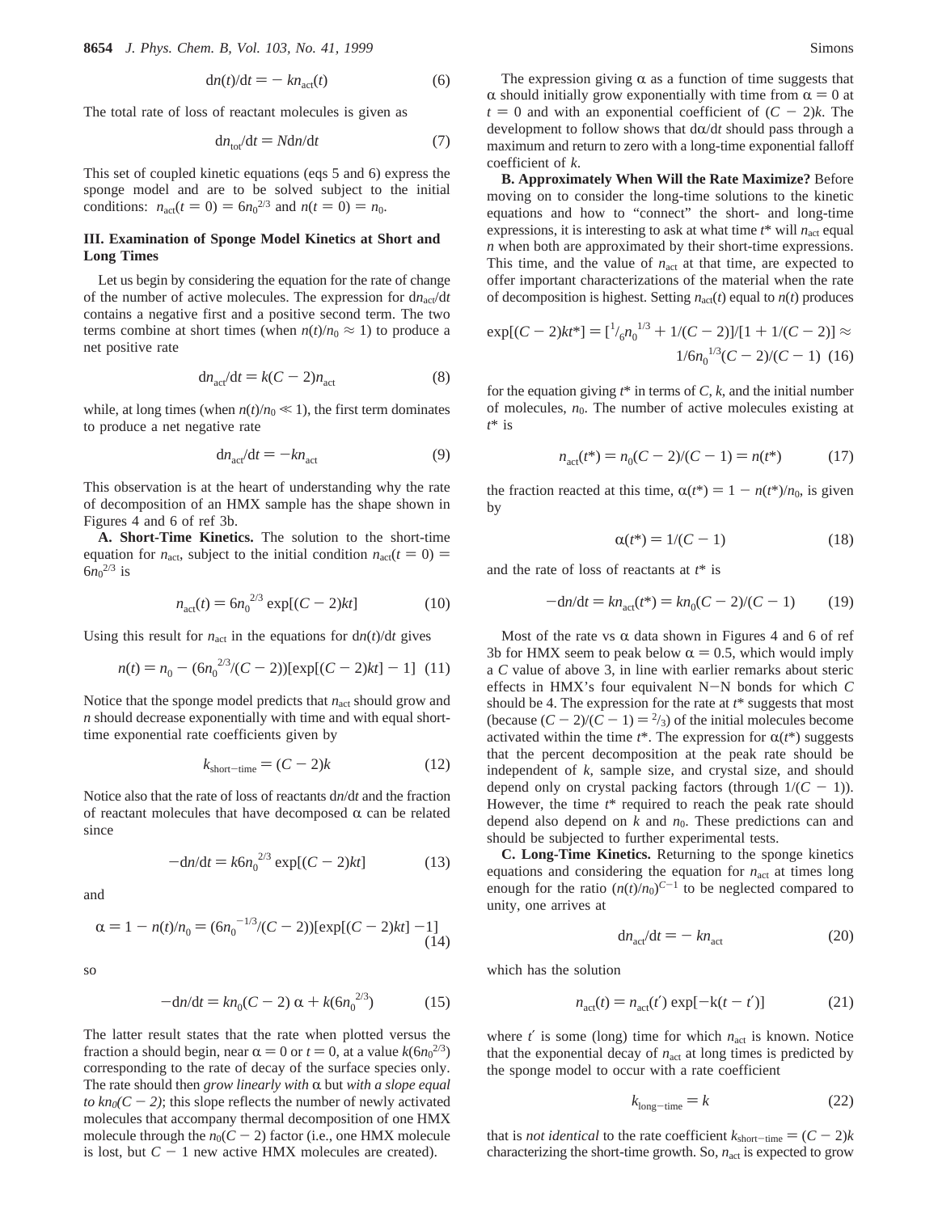$$\mathrm{d}n(t)/\mathrm{d}t = -kn_{act}(t) \tag{6}$$

The total rate of loss of reactant molecules is given as

$$\mathrm{d}n_{tot}/\mathrm{d}t = N\mathrm{d}n/\mathrm{d}t \tag{7}$$

This set of coupled kinetic equations (eqs 5 and 6) express the sponge model and are to be solved subject to the initial conditions: $n_{act}(t = 0) = 6n_0^{2/3}$ and $n(t = 0) = n_0$.

### III. Examination of Sponge Model Kinetics at Short and Long Times

Let us begin by considering the equation for the rate of change of the number of active molecules. The expression for $\mathrm{d}n_{act}/\mathrm{d}t$ contains a negative first and a positive second term. The two terms combine at short times (when $n(t)/n_0 \approx 1$) to produce a net positive rate

$$\mathrm{d}n_{act}/\mathrm{d}t = k(C - 2)n_{act} \tag{8}$$

while, at long times (when $n(t)/n_0 \ll 1$), the first term dominates to produce a net negative rate

$$\mathrm{d}n_{act}/\mathrm{d}t = -kn_{act} \tag{9}$$

This observation is at the heart of understanding why the rate of decomposition of an HMX sample has the shape shown in Figures 4 and 6 of ref 3b.

**A. Short-Time Kinetics.** The solution to the short-time equation for $n_{act}$, subject to the initial condition $n_{act}(t = 0) = 6n_0^{2/3}$ is

$$n_{act}(t) = 6n_0^{2/3} \exp[(C - 2)kt] \tag{10}$$

Using this result for $n_{act}$ in the equations for $\mathrm{d}n(t)/\mathrm{d}t$ gives

$$n(t) = n_0 - (6n_0^{2/3}/(C - 2))[\exp[(C - 2)kt] - 1] \tag{11}$$

Notice that the sponge model predicts that $n_{act}$ should grow and $n$ should decrease exponentially with time and with equal short-time exponential rate coefficients given by

$$k_{short-time} = (C - 2)k \tag{12}$$

Notice also that the rate of loss of reactants $\mathrm{d}n/\mathrm{d}t$ and the fraction of reactant molecules that have decomposed $\alpha$ can be related since

$$-\mathrm{d}n/\mathrm{d}t = k6n_0^{2/3} \exp[(C - 2)kt] \tag{13}$$

and

$$\alpha = 1 - n(t)/n_0 = (6n_0^{-1/3}/(C - 2))[\exp[(C - 2)kt] - 1] \tag{14}$$

so

$$-\mathrm{d}n/\mathrm{d}t = kn_0(C - 2)\,\alpha + k(6n_0^{2/3}) \tag{15}$$

The latter result states that the rate when plotted versus the fraction should begin, near $\alpha = 0$ or $t = 0$, at a value $k(6n_0^{2/3})$ corresponding to the rate of decay of the surface species only. The rate should then *grow linearly with* $\alpha$ but *with a slope equal to $kn_0(C - 2)$*; this slope reflects the number of newly activated molecules that accompany thermal decomposition of one HMX molecule through the $n_0(C - 2)$ factor (i.e., one HMX molecule is lost, but $C - 1$ new active HMX molecules are created).

The expression giving $\alpha$ as a function of time suggests that $\alpha$ should initially grow exponentially with time from $\alpha = 0$ at $t = 0$ and with an exponential coefficient of $(C - 2)k$. The development to follow shows that $\mathrm{d}\alpha/\mathrm{d}t$ should pass through a maximum and return to zero with a long-time exponential falloff coefficient of $k$.

**B. Approximately When Will the Rate Maximize?** Before moving on to consider the long-time solutions to the kinetic equations and how to "connect" the short- and long-time expressions, it is interesting to ask at what time $t^*$ will $n_{act}$ equal $n$ when both are approximated by their short-time expressions. This time, and the value of $n_{act}$ at that time, are expected to offer important characterizations of the material when the rate of decomposition is highest. Setting $n_{act}(t)$ equal to $n(t)$ produces

$$\exp[(C - 2)kt^*] = [{}^1/_6 n_0^{1/3} + 1/(C - 2)]/[1 + 1/(C - 2)] \approx 1/6n_0^{1/3}(C - 2)/(C - 1) \tag{16}$$

for the equation giving $t^*$ in terms of $C$, $k$, and the initial number of molecules, $n_0$. The number of active molecules existing at $t^*$ is

$$n_{act}(t^*) = n_0(C - 2)/(C - 1) = n(t^*) \tag{17}$$

the fraction reacted at this time, $\alpha(t^*) = 1 - n(t^*)/n_0$, is given by

$$\alpha(t^*) = 1/(C - 1) \tag{18}$$

and the rate of loss of reactants at $t^*$ is

$$-\mathrm{d}n/\mathrm{d}t = kn_{act}(t^*) = kn_0(C - 2)/(C - 1) \tag{19}$$

Most of the rate vs $\alpha$ data shown in Figures 4 and 6 of ref 3b for HMX seem to peak below $\alpha = 0.5$, which would imply a $C$ value of above 3, in line with earlier remarks about steric effects in HMX's four equivalent N−N bonds for which $C$ should be 4. The expression for the rate at $t^*$ suggests that most (because $(C - 2)/(C - 1) = {}^2/_3$) of the initial molecules become activated within the time $t^*$. The expression for $\alpha(t^*)$ suggests that the percent decomposition at the peak rate should be independent of $k$, sample size, and crystal size, and should depend only on crystal packing factors (through $1/(C - 1)$). However, the time $t^*$ required to reach the peak rate should depend also depend on $k$ and $n_0$. These predictions can and should be subjected to further experimental tests.

**C. Long-Time Kinetics.** Returning to the sponge kinetics equations and considering the equation for $n_{act}$ at times long enough for the ratio $(n(t)/n_0)^{C-1}$ to be neglected compared to unity, one arrives at

$$\mathrm{d}n_{act}/\mathrm{d}t = -kn_{act} \tag{20}$$

which has the solution

$$n_{act}(t) = n_{act}(t') \exp[-k(t - t')] \tag{21}$$

where $t'$ is some (long) time for which $n_{act}$ is known. Notice that the exponential decay of $n_{act}$ at long times is predicted by the sponge model to occur with a rate coefficient

$$k_{long-time} = k \tag{22}$$

that is *not identical* to the rate coefficient $k_{short-time} = (C - 2)k$ characterizing the short-time growth. So, $n_{act}$ is expected to grow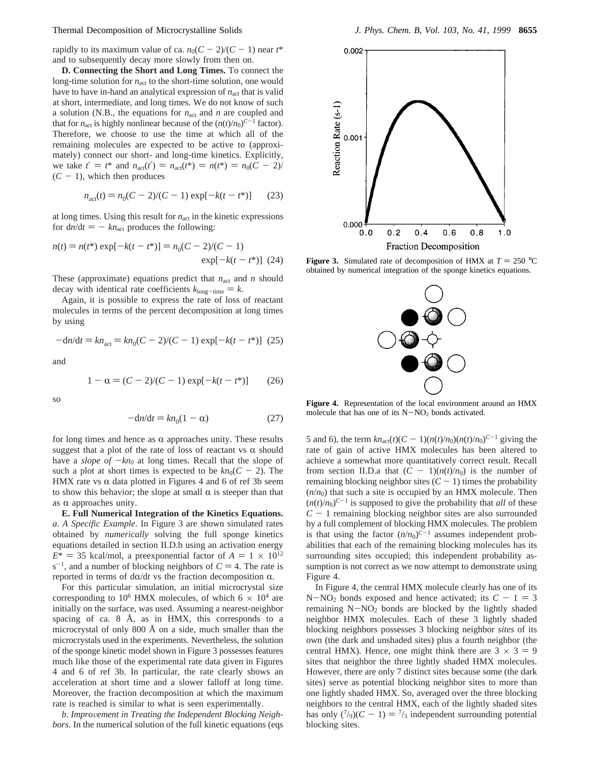rapidly to its maximum value of ca. $n_0(C - 2)/(C - 1)$ near $t^*$ and to subsequently decay more slowly from then on.

**D. Connecting the Short and Long Times.** To connect the long-time solution for $n_{act}$ to the short-time solution, one would have to have in-hand an analytical expression of $n_{act}$ that is valid at short, intermediate, and long times. We do not know of such a solution (N.B., the equations for $n_{act}$ and $n$ are coupled and that for $n_{act}$ is highly nonlinear because of the $(n(t)/n_0)^{C-1}$ factor). Therefore, we choose to use the time at which all of the remaining molecules are expected to be active to (approximately) connect our short- and long-time kinetics. Explicitly, we take $t' = t^*$ and $n_{act}(t') = n_{act}(t^*) = n(t^*) = n_0(C - 2)/(C - 1)$, which then produces

$$n_{act}(t) = n_0(C - 2)/(C - 1) \exp[-k(t - t^*)] \quad (23)$$

at long times. Using this result for $n_{act}$ in the kinetic expressions for $dn/dt = -kn_{act}$ produces the following:

$$n(t) = n(t^*) \exp[-k(t - t^*)] = n_0(C - 2)/(C - 1) \exp[-k(t - t^*)] \quad (24)$$

These (approximate) equations predict that $n_{act}$ and $n$ should decay with identical rate coefficients $k_{long-time} = k$.

Again, it is possible to express the rate of loss of reactant molecules in terms of the percent decomposition at long times by using

$$-dn/dt = kn_{act} = kn_0(C - 2)/(C - 1) \exp[-k(t - t^*)] \quad (25)$$

and

$$1 - \alpha = (C - 2)/(C - 1) \exp[-k(t - t^*)] \quad (26)$$

so

$$-dn/dt = kn_0(1 - \alpha) \quad (27)$$

for long times and hence as $\alpha$ approaches unity. These results suggest that a plot of the rate of loss of reactant vs $\alpha$ should have a *slope of* $-kn_0$ at long times. Recall that the slope of such a plot at short times is expected to be $kn_0(C - 2)$. The HMX rate vs $\alpha$ data plotted in Figures 4 and 6 of ref 3b seem to show this behavior; the slope at small $\alpha$ is steeper than that as $\alpha$ approaches unity.

**E. Full Numerical Integration of the Kinetics Equations.** *a. A Specific Example*. In Figure 3 are shown simulated rates obtained by *numerically* solving the full sponge kinetics equations detailed in section II.D.b using an activation energy $E^* = 35$ kcal/mol, a preexponential factor of $A = 1 \times 10^{12}$ $s^{-1}$, and a number of blocking neighbors of $C = 4$. The rate is reported in terms of $d\alpha/dt$ vs the fraction decomposition $\alpha$.

For this particular simulation, an initial microcrystal size corresponding to $10^6$ HMX molecules, of which $6 \times 10^4$ are initially on the surface, was used. Assuming a nearest-neighbor spacing of ca. 8 Å, as in HMX, this corresponds to a microcrystal of only 800 Å on a side, much smaller than the microcrystals used in the experiments. Nevertheless, the solution of the sponge kinetic model shown in Figure 3 possesses features much like those of the experimental rate data given in Figures 4 and 6 of ref 3b. In particular, the rate clearly shows an acceleration at short time and a slower falloff at long time. Moreover, the fraction decomposition at which the maximum rate is reached is similar to what is seen experimentally.

*b. Improvement in Treating the Independent Blocking Neighbors*. In the numerical solution of the full kinetic equations (eqs 5 and 6), the term $kn_{act}(t)(C - 1)(n(t)/n_0)(n(t)/n_0)^{C-1}$ giving the rate of gain of active HMX molecules has been altered to achieve a somewhat more quantitatively correct result. Recall from section II.D.a that $(C - 1)(n(t)/n_0)$ is the number of remaining blocking neighbor sites $(C - 1)$ times the probability $(n/n_0)$ that such a site is occupied by an HMX molecule. Then $(n(t)/n_0)^{C-1}$ is supposed to give the probability that *all* of these $C - 1$ remaining blocking neighbor sites are also surrounded by a full complement of blocking HMX molecules. The problem is that using the factor $(n/n_0)^{C-1}$ assumes independent probabilities that each of the remaining blocking molecules has its surrounding sites occupied; this independent probability assumption is not correct as we now attempt to demonstrate using Figure 4.

In Figure 4, the central HMX molecule clearly has one of its $N-NO_2$ bonds exposed and hence activated; its $C - 1 = 3$ remaining $N-NO_2$ bonds are blocked by the lightly shaded neighbor HMX molecules. Each of these 3 lightly shaded blocking neighbors possesses 3 blocking neighbor *sites* of its own (the dark and unshaded sites) plus a fourth neighbor (the central HMX). Hence, one might think there are $3 \times 3 = 9$ sites that neighbor the three lightly shaded HMX molecules. However, there are only 7 distinct sites because some (the dark sites) serve as potential blocking neighbor sites to more than one lightly shaded HMX. So, averaged over the three blocking neighbors to the central HMX, each of the lightly shaded sites has only $(7/9)(C - 1) = 7/3$ independent surrounding potential blocking sites.

**Figure 3.** Simulated rate of decomposition of HMX at $T = 250$ °C obtained by numerical integration of the sponge kinetics equations.

**Figure 4.** Representation of the local environment around an HMX molecule that has one of its $N-NO_2$ bonds activated.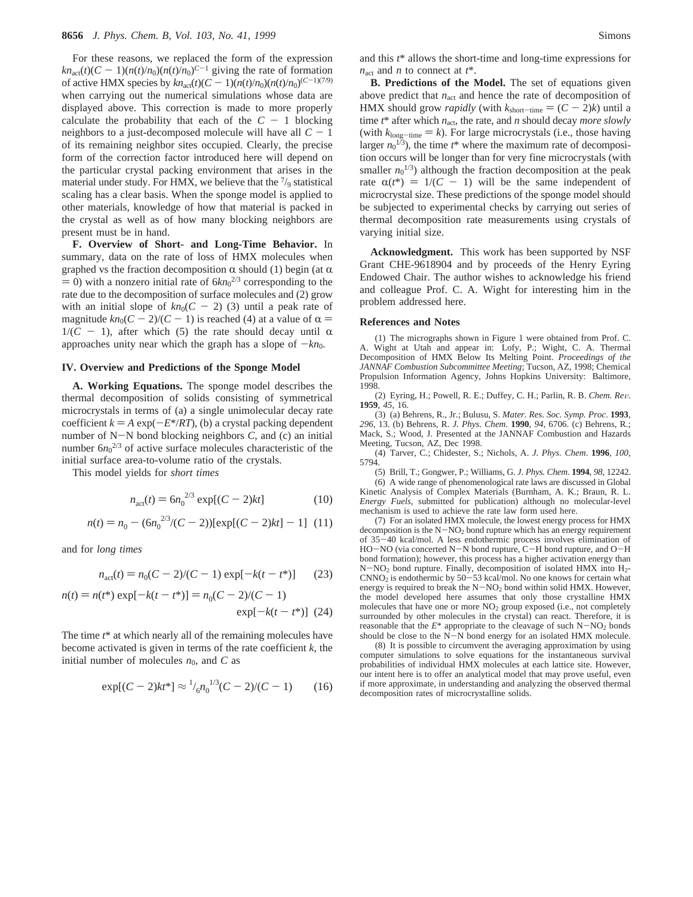For these reasons, we replaced the form of the expression $kn_{act}(t)(C - 1)(n(t)/n_0)(n(t)/n_0)^{C-1}$ giving the rate of formation of active HMX species by $kn_{act}(t)(C - 1)(n(t)/n_0)(n(t)/n_0)^{(C-1)(7/9)}$ when carrying out the numerical simulations whose data are displayed above. This correction is made to more properly calculate the probability that each of the $C - 1$ blocking neighbors to a just-decomposed molecule will have all $C - 1$ of its remaining neighbor sites occupied. Clearly, the precise form of the correction factor introduced here will depend on the particular crystal packing environment that arises in the material under study. For HMX, we believe that the $^7/_9$ statistical scaling has a clear basis. When the sponge model is applied to other materials, knowledge of how that material is packed in the crystal as well as of how many blocking neighbors are present must be in hand.

**F. Overview of Short- and Long-Time Behavior.** In summary, data on the rate of loss of HMX molecules when graphed vs the fraction decomposition $\alpha$ should (1) begin (at $\alpha = 0$) with a nonzero initial rate of $6kn_0^{2/3}$ corresponding to the rate due to the decomposition of surface molecules and (2) grow with an initial slope of $kn_0(C - 2)$ (3) until a peak rate of magnitude $kn_0(C - 2)/(C - 1)$ is reached (4) at a value of $\alpha = 1/(C - 1)$, after which (5) the rate should decay until $\alpha$ approaches unity near which the graph has a slope of $-kn_0$.

## IV. Overview and Predictions of the Sponge Model

**A. Working Equations.** The sponge model describes the thermal decomposition of solids consisting of symmetrical microcrystals in terms of (a) a single unimolecular decay rate coefficient $k = A \exp(-E^*/RT)$, (b) a crystal packing dependent number of N−N bond blocking neighbors $C$, and (c) an initial number $6n_0^{2/3}$ of active surface molecules characteristic of the initial surface area-to-volume ratio of the crystals.

This model yields for *short times*

$$n_{act}(t) = 6n_0^{2/3} \exp[(C - 2)kt] \tag{10}$$

$$n(t) = n_0 - (6n_0^{2/3}/(C - 2))[\exp[(C - 2)kt] - 1] \tag{11}$$

and for *long times*

$$n_{act}(t) = n_0(C - 2)/(C - 1) \exp[-k(t - t^*)] \tag{23}$$

$$n(t) = n(t^*) \exp[-k(t - t^*)] = n_0(C - 2)/(C - 1) \exp[-k(t - t^*)] \tag{24}$$

The time $t^*$ at which nearly all of the remaining molecules have become activated is given in terms of the rate coefficient $k$, the initial number of molecules $n_0$, and $C$ as

$$\exp[(C - 2)kt^*] \approx {}^1/_6 n_0^{1/3}(C - 2)/(C - 1) \tag{16}$$

and this $t^*$ allows the short-time and long-time expressions for $n_{act}$ and $n$ to connect at $t^*$.

**B. Predictions of the Model.** The set of equations given above predict that $n_{act}$ and hence the rate of decomposition of HMX should grow *rapidly* (with $k_{short-time} = (C - 2)k$) until a time $t^*$ after which $n_{act}$, the rate, and $n$ should decay *more slowly* (with $k_{long-time} = k$). For large microcrystals (i.e., those having larger $n_0^{1/3}$), the time $t^*$ where the maximum rate of decomposition occurs will be longer than for very fine microcrystals (with smaller $n_0^{1/3}$) although the fraction decomposition at the peak rate $\alpha(t^*) = 1/(C - 1)$ will be the same independent of microcrystal size. These predictions of the sponge model should be subjected to experimental checks by carrying out series of thermal decomposition rate measurements using crystals of varying initial size.

**Acknowledgment.** This work has been supported by NSF Grant CHE-9618904 and by proceeds of the Henry Eyring Endowed Chair. The author wishes to acknowledge his friend and colleague Prof. C. A. Wight for interesting him in the problem addressed here.

## References and Notes

(1) The micrographs shown in Figure 1 were obtained from Prof. C. A. Wight at Utah and appear in: Lofy, P.; Wight, C. A. Thermal Decomposition of HMX Below Its Melting Point. *Proceedings of the JANNAF Combustion Subcommittee Meeting*; Tucson, AZ, 1998; Chemical Propulsion Information Agency, Johns Hopkins University: Baltimore, 1998.

(2) Eyring, H.; Powell, R. E.; Duffey, C. H.; Parlin, R. B. *Chem. Rev.* **1959**, *45*, 16.

(3) (a) Behrens, R., Jr.; Bulusu, S. *Mater. Res. Soc. Symp. Proc.* **1993**, *296*, 13. (b) Behrens, R. *J. Phys. Chem.* **1990**, *94*, 6706. (c) Behrens, R.; Mack, S.; Wood, J. Presented at the JANNAF Combustion and Hazards Meeting, Tucson, AZ, Dec 1998.

(4) Tarver, C.; Chidester, S.; Nichols, A. *J. Phys. Chem.* **1996**, *100*, 5794.

(5) Brill, T.; Gongwer, P.; Williams, G. *J. Phys. Chem.* **1994**, *98*, 12242.

(6) A wide range of phenomenological rate laws are discussed in Global Kinetic Analysis of Complex Materials (Burnham, A. K.; Braun, R. L. *Energy Fuels*, submitted for publication) although no molecular-level mechanism is used to achieve the rate law form used here.

(7) For an isolated HMX molecule, the lowest energy process for HMX decomposition is the N−$NO_2$ bond rupture which has an energy requirement of 35−40 kcal/mol. A less endothermic process involves elimination of HO−NO (via concerted N−N bond rupture, C−H bond rupture, and O−H bond formation); however, this process has a higher activation energy than N−$NO_2$ bond rupture. Finally, decomposition of isolated HMX into $H_2$-$CNNO_2$ is endothermic by 50−53 kcal/mol. No one knows for certain what energy is required to break the N−$NO_2$ bond within solid HMX. However, the model developed here assumes that only those crystalline HMX molecules that have one or more $NO_2$ group exposed (i.e., not completely surrounded by other molecules in the crystal) can react. Therefore, it is reasonable that the $E^*$ appropriate to the cleavage of such N−$NO_2$ bonds should be close to the N−N bond energy for an isolated HMX molecule.

(8) It is possible to circumvent the averaging approximation by using computer simulations to solve equations for the instantaneous survival probabilities of individual HMX molecules at each lattice site. However, our intent here is to offer an analytical model that may prove useful, even if more approximate, in understanding and analyzing the observed thermal decomposition rates of microcrystalline solids.